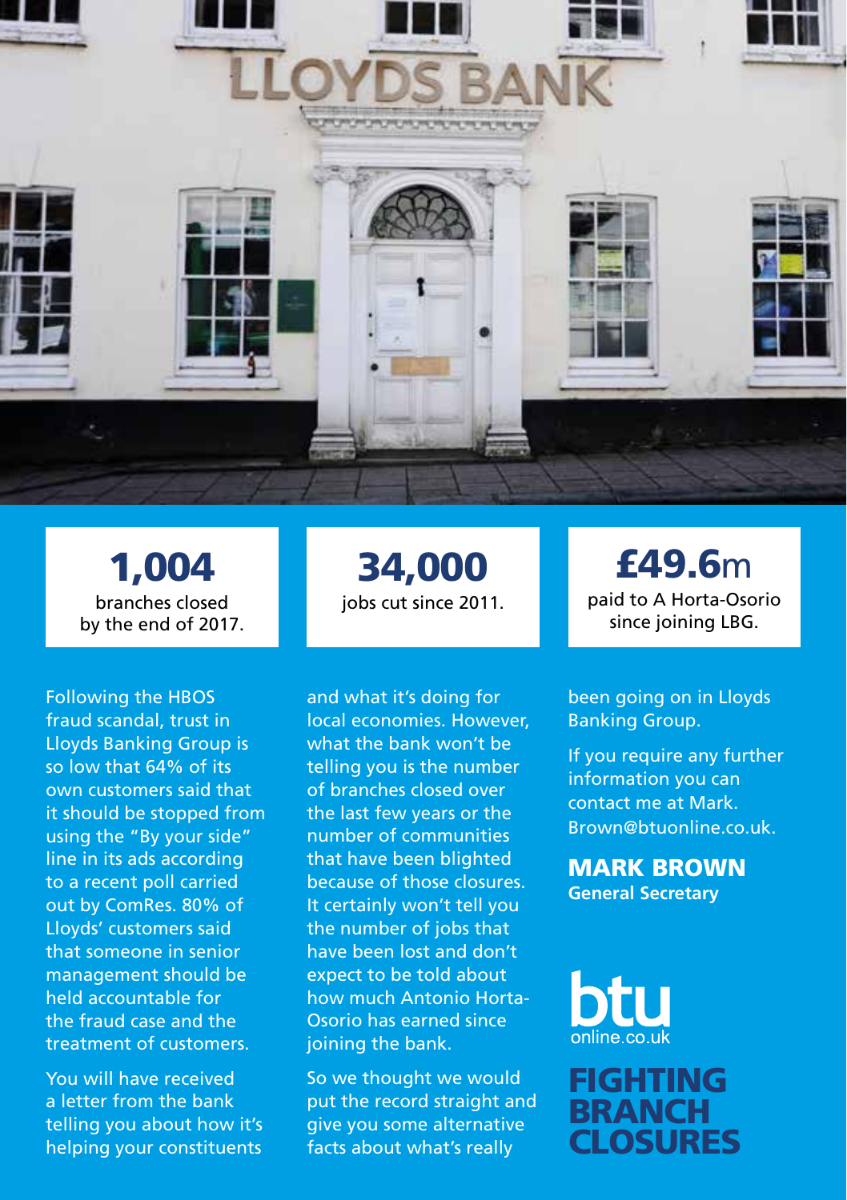**1,004**
branches closed by the end of 2017.

**34,000**
jobs cut since 2011.

**£49.6m**
paid to A Horta-Osorio since joining LBG.

Following the HBOS fraud scandal, trust in Lloyds Banking Group is so low that 64% of its own customers said that it should be stopped from using the "By your side" line in its ads according to a recent poll carried out by ComRes. 80% of Lloyds' customers said that someone in senior management should be held accountable for the fraud case and the treatment of customers.

You will have received a letter from the bank telling you about how it's helping your constituents and what it's doing for local economies. However, what the bank won't be telling you is the number of branches closed over the last few years or the number of communities that have been blighted because of those closures. It certainly won't tell you the number of jobs that have been lost and don't expect to be told about how much Antonio Horta-Osorio has earned since joining the bank.

So we thought we would put the record straight and give you some alternative facts about what's really been going on in Lloyds Banking Group.

If you require any further information you can contact me at Mark.Brown@btuonline.co.uk.

**MARK BROWN**
**General Secretary**

btu online.co.uk

# FIGHTING BRANCH CLOSURES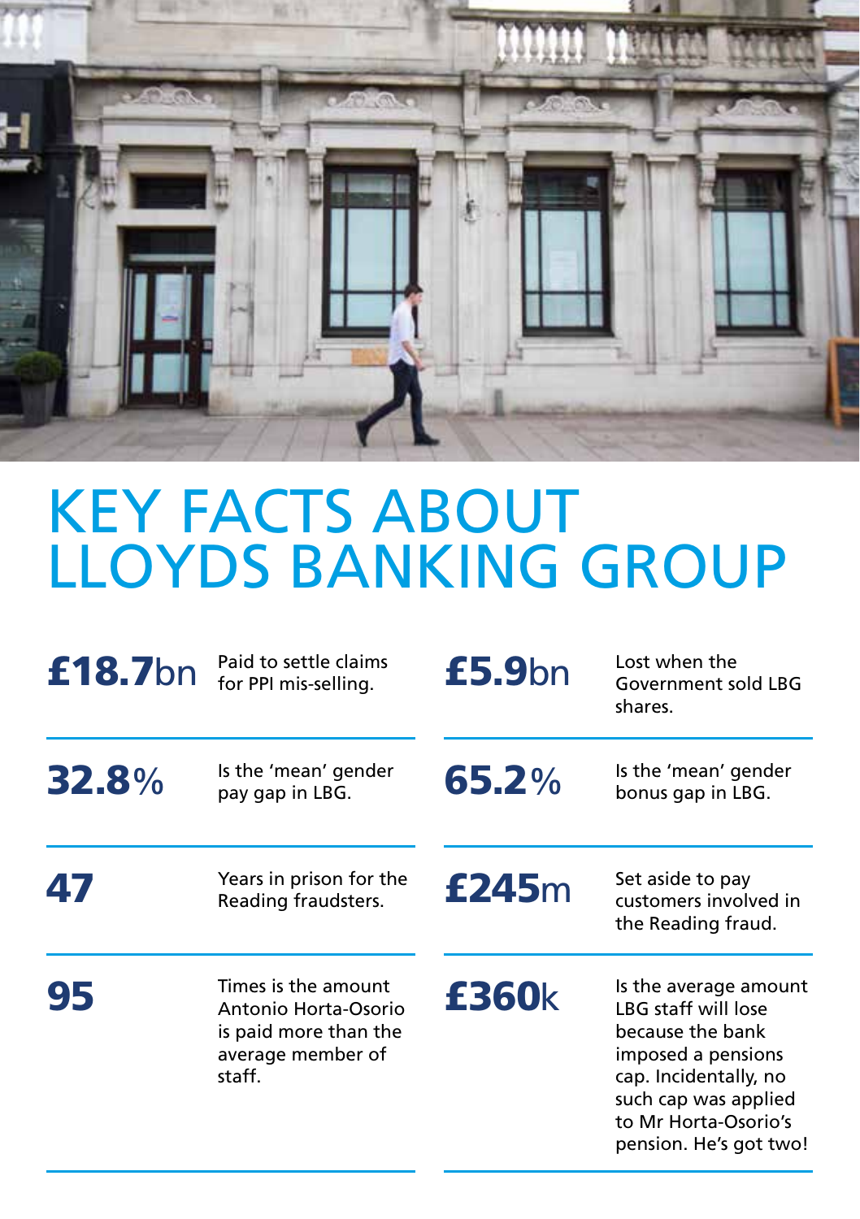# KEY FACTS ABOUT LLOYDS BANKING GROUP

**£18.7bn** Paid to settle claims for PPI mis-selling.

**£5.9bn** Lost when the Government sold LBG shares.

**32.8%** Is the 'mean' gender pay gap in LBG.

**65.2%** Is the 'mean' gender bonus gap in LBG.

**47** Years in prison for the Reading fraudsters.

**£245m** Set aside to pay customers involved in the Reading fraud.

**95** Times is the amount Antonio Horta-Osorio is paid more than the average member of staff.

**£360k** Is the average amount LBG staff will lose because the bank imposed a pensions cap. Incidentally, no such cap was applied to Mr Horta-Osorio's pension. He's got two!